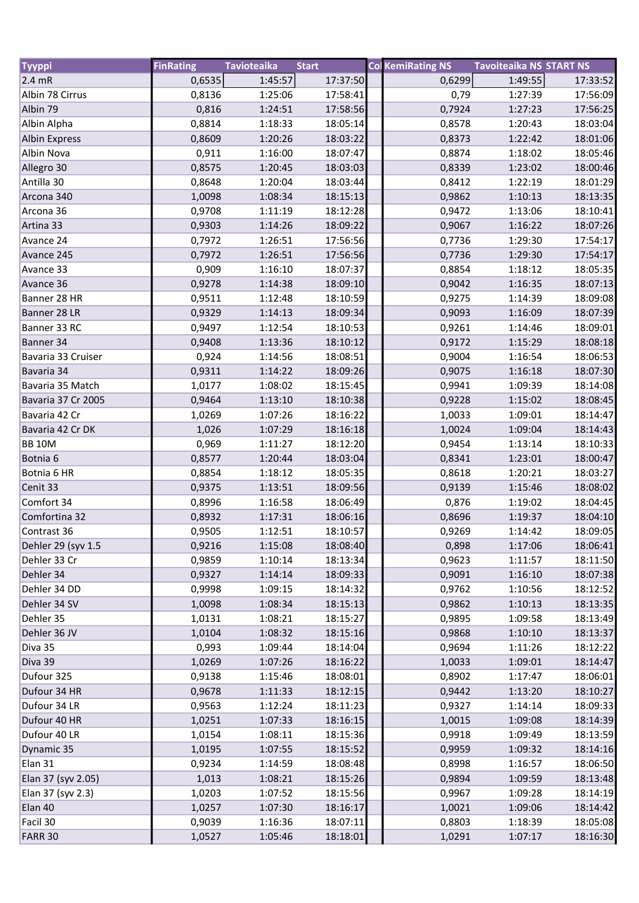| Tyyppi | FinRating | Tavioteaika | Start | Col | KemiRating NS | Tavoiteaika NS | START NS |
|---|---|---|---|---|---|---|---|
| 2.4 mR | 0,6535 | 1:45:57 | 17:37:50 | | 0,6299 | 1:49:55 | 17:33:52 |
| Albin 78 Cirrus | 0,8136 | 1:25:06 | 17:58:41 | | 0,79 | 1:27:39 | 17:56:09 |
| Albin 79 | 0,816 | 1:24:51 | 17:58:56 | | 0,7924 | 1:27:23 | 17:56:25 |
| Albin Alpha | 0,8814 | 1:18:33 | 18:05:14 | | 0,8578 | 1:20:43 | 18:03:04 |
| Albin Express | 0,8609 | 1:20:26 | 18:03:22 | | 0,8373 | 1:22:42 | 18:01:06 |
| Albin Nova | 0,911 | 1:16:00 | 18:07:47 | | 0,8874 | 1:18:02 | 18:05:46 |
| Allegro 30 | 0,8575 | 1:20:45 | 18:03:03 | | 0,8339 | 1:23:02 | 18:00:46 |
| Antilla 30 | 0,8648 | 1:20:04 | 18:03:44 | | 0,8412 | 1:22:19 | 18:01:29 |
| Arcona 340 | 1,0098 | 1:08:34 | 18:15:13 | | 0,9862 | 1:10:13 | 18:13:35 |
| Arcona 36 | 0,9708 | 1:11:19 | 18:12:28 | | 0,9472 | 1:13:06 | 18:10:41 |
| Artina 33 | 0,9303 | 1:14:26 | 18:09:22 | | 0,9067 | 1:16:22 | 18:07:26 |
| Avance 24 | 0,7972 | 1:26:51 | 17:56:56 | | 0,7736 | 1:29:30 | 17:54:17 |
| Avance 245 | 0,7972 | 1:26:51 | 17:56:56 | | 0,7736 | 1:29:30 | 17:54:17 |
| Avance 33 | 0,909 | 1:16:10 | 18:07:37 | | 0,8854 | 1:18:12 | 18:05:35 |
| Avance 36 | 0,9278 | 1:14:38 | 18:09:10 | | 0,9042 | 1:16:35 | 18:07:13 |
| Banner 28 HR | 0,9511 | 1:12:48 | 18:10:59 | | 0,9275 | 1:14:39 | 18:09:08 |
| Banner 28 LR | 0,9329 | 1:14:13 | 18:09:34 | | 0,9093 | 1:16:09 | 18:07:39 |
| Banner 33 RC | 0,9497 | 1:12:54 | 18:10:53 | | 0,9261 | 1:14:46 | 18:09:01 |
| Banner 34 | 0,9408 | 1:13:36 | 18:10:12 | | 0,9172 | 1:15:29 | 18:08:18 |
| Bavaria 33 Cruiser | 0,924 | 1:14:56 | 18:08:51 | | 0,9004 | 1:16:54 | 18:06:53 |
| Bavaria 34 | 0,9311 | 1:14:22 | 18:09:26 | | 0,9075 | 1:16:18 | 18:07:30 |
| Bavaria 35 Match | 1,0177 | 1:08:02 | 18:15:45 | | 0,9941 | 1:09:39 | 18:14:08 |
| Bavaria 37 Cr 2005 | 0,9464 | 1:13:10 | 18:10:38 | | 0,9228 | 1:15:02 | 18:08:45 |
| Bavaria 42 Cr | 1,0269 | 1:07:26 | 18:16:22 | | 1,0033 | 1:09:01 | 18:14:47 |
| Bavaria 42 Cr DK | 1,026 | 1:07:29 | 18:16:18 | | 1,0024 | 1:09:04 | 18:14:43 |
| BB 10M | 0,969 | 1:11:27 | 18:12:20 | | 0,9454 | 1:13:14 | 18:10:33 |
| Botnia 6 | 0,8577 | 1:20:44 | 18:03:04 | | 0,8341 | 1:23:01 | 18:00:47 |
| Botnia 6 HR | 0,8854 | 1:18:12 | 18:05:35 | | 0,8618 | 1:20:21 | 18:03:27 |
| Cenit 33 | 0,9375 | 1:13:51 | 18:09:56 | | 0,9139 | 1:15:46 | 18:08:02 |
| Comfort 34 | 0,8996 | 1:16:58 | 18:06:49 | | 0,876 | 1:19:02 | 18:04:45 |
| Comfortina 32 | 0,8932 | 1:17:31 | 18:06:16 | | 0,8696 | 1:19:37 | 18:04:10 |
| Contrast 36 | 0,9505 | 1:12:51 | 18:10:57 | | 0,9269 | 1:14:42 | 18:09:05 |
| Dehler 29 (syv 1.5 | 0,9216 | 1:15:08 | 18:08:40 | | 0,898 | 1:17:06 | 18:06:41 |
| Dehler 33 Cr | 0,9859 | 1:10:14 | 18:13:34 | | 0,9623 | 1:11:57 | 18:11:50 |
| Dehler 34 | 0,9327 | 1:14:14 | 18:09:33 | | 0,9091 | 1:16:10 | 18:07:38 |
| Dehler 34 DD | 0,9998 | 1:09:15 | 18:14:32 | | 0,9762 | 1:10:56 | 18:12:52 |
| Dehler 34 SV | 1,0098 | 1:08:34 | 18:15:13 | | 0,9862 | 1:10:13 | 18:13:35 |
| Dehler 35 | 1,0131 | 1:08:21 | 18:15:27 | | 0,9895 | 1:09:58 | 18:13:49 |
| Dehler 36 JV | 1,0104 | 1:08:32 | 18:15:16 | | 0,9868 | 1:10:10 | 18:13:37 |
| Diva 35 | 0,993 | 1:09:44 | 18:14:04 | | 0,9694 | 1:11:26 | 18:12:22 |
| Diva 39 | 1,0269 | 1:07:26 | 18:16:22 | | 1,0033 | 1:09:01 | 18:14:47 |
| Dufour 325 | 0,9138 | 1:15:46 | 18:08:01 | | 0,8902 | 1:17:47 | 18:06:01 |
| Dufour 34 HR | 0,9678 | 1:11:33 | 18:12:15 | | 0,9442 | 1:13:20 | 18:10:27 |
| Dufour 34 LR | 0,9563 | 1:12:24 | 18:11:23 | | 0,9327 | 1:14:14 | 18:09:33 |
| Dufour 40 HR | 1,0251 | 1:07:33 | 18:16:15 | | 1,0015 | 1:09:08 | 18:14:39 |
| Dufour 40 LR | 1,0154 | 1:08:11 | 18:15:36 | | 0,9918 | 1:09:49 | 18:13:59 |
| Dynamic 35 | 1,0195 | 1:07:55 | 18:15:52 | | 0,9959 | 1:09:32 | 18:14:16 |
| Elan 31 | 0,9234 | 1:14:59 | 18:08:48 | | 0,8998 | 1:16:57 | 18:06:50 |
| Elan 37 (syv 2.05) | 1,013 | 1:08:21 | 18:15:26 | | 0,9894 | 1:09:59 | 18:13:48 |
| Elan 37 (syv 2.3) | 1,0203 | 1:07:52 | 18:15:56 | | 0,9967 | 1:09:28 | 18:14:19 |
| Elan 40 | 1,0257 | 1:07:30 | 18:16:17 | | 1,0021 | 1:09:06 | 18:14:42 |
| Facil 30 | 0,9039 | 1:16:36 | 18:07:11 | | 0,8803 | 1:18:39 | 18:05:08 |
| FARR 30 | 1,0527 | 1:05:46 | 18:18:01 | | 1,0291 | 1:07:17 | 18:16:30 |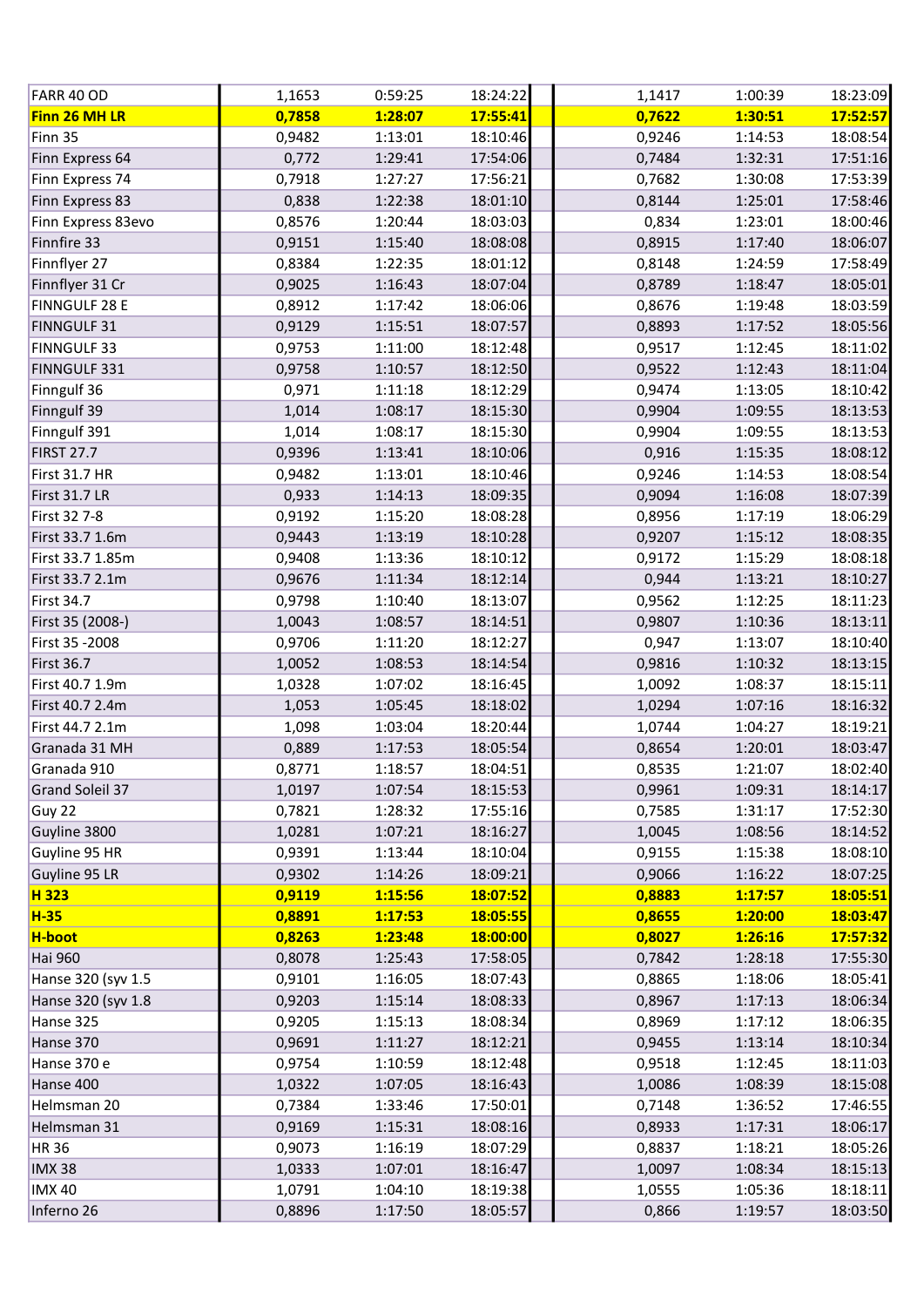| | | | | | | |
|---|---|---|---|---|---|---|
| FARR 40 OD | 1,1653 | 0:59:25 | 18:24:22 | 1,1417 | 1:00:39 | 18:23:09 |
| **Finn 26 MH LR** | **0,7858** | **1:28:07** | **17:55:41** | **0,7622** | **1:30:51** | **17:52:57** |
| Finn 35 | 0,9482 | 1:13:01 | 18:10:46 | 0,9246 | 1:14:53 | 18:08:54 |
| Finn Express 64 | 0,772 | 1:29:41 | 17:54:06 | 0,7484 | 1:32:31 | 17:51:16 |
| Finn Express 74 | 0,7918 | 1:27:27 | 17:56:21 | 0,7682 | 1:30:08 | 17:53:39 |
| Finn Express 83 | 0,838 | 1:22:38 | 18:01:10 | 0,8144 | 1:25:01 | 17:58:46 |
| Finn Express 83evo | 0,8576 | 1:20:44 | 18:03:03 | 0,834 | 1:23:01 | 18:00:46 |
| Finnfire 33 | 0,9151 | 1:15:40 | 18:08:08 | 0,8915 | 1:17:40 | 18:06:07 |
| Finnflyer 27 | 0,8384 | 1:22:35 | 18:01:12 | 0,8148 | 1:24:59 | 17:58:49 |
| Finnflyer 31 Cr | 0,9025 | 1:16:43 | 18:07:04 | 0,8789 | 1:18:47 | 18:05:01 |
| FINNGULF 28 E | 0,8912 | 1:17:42 | 18:06:06 | 0,8676 | 1:19:48 | 18:03:59 |
| FINNGULF 31 | 0,9129 | 1:15:51 | 18:07:57 | 0,8893 | 1:17:52 | 18:05:56 |
| FINNGULF 33 | 0,9753 | 1:11:00 | 18:12:48 | 0,9517 | 1:12:45 | 18:11:02 |
| FINNGULF 331 | 0,9758 | 1:10:57 | 18:12:50 | 0,9522 | 1:12:43 | 18:11:04 |
| Finngulf 36 | 0,971 | 1:11:18 | 18:12:29 | 0,9474 | 1:13:05 | 18:10:42 |
| Finngulf 39 | 1,014 | 1:08:17 | 18:15:30 | 0,9904 | 1:09:55 | 18:13:53 |
| Finngulf 391 | 1,014 | 1:08:17 | 18:15:30 | 0,9904 | 1:09:55 | 18:13:53 |
| FIRST 27.7 | 0,9396 | 1:13:41 | 18:10:06 | 0,916 | 1:15:35 | 18:08:12 |
| First 31.7 HR | 0,9482 | 1:13:01 | 18:10:46 | 0,9246 | 1:14:53 | 18:08:54 |
| First 31.7 LR | 0,933 | 1:14:13 | 18:09:35 | 0,9094 | 1:16:08 | 18:07:39 |
| First 32 7-8 | 0,9192 | 1:15:20 | 18:08:28 | 0,8956 | 1:17:19 | 18:06:29 |
| First 33.7 1.6m | 0,9443 | 1:13:19 | 18:10:28 | 0,9207 | 1:15:12 | 18:08:35 |
| First 33.7 1.85m | 0,9408 | 1:13:36 | 18:10:12 | 0,9172 | 1:15:29 | 18:08:18 |
| First 33.7 2.1m | 0,9676 | 1:11:34 | 18:12:14 | 0,944 | 1:13:21 | 18:10:27 |
| First 34.7 | 0,9798 | 1:10:40 | 18:13:07 | 0,9562 | 1:12:25 | 18:11:23 |
| First 35 (2008-) | 1,0043 | 1:08:57 | 18:14:51 | 0,9807 | 1:10:36 | 18:13:11 |
| First 35 -2008 | 0,9706 | 1:11:20 | 18:12:27 | 0,947 | 1:13:07 | 18:10:40 |
| First 36.7 | 1,0052 | 1:08:53 | 18:14:54 | 0,9816 | 1:10:32 | 18:13:15 |
| First 40.7 1.9m | 1,0328 | 1:07:02 | 18:16:45 | 1,0092 | 1:08:37 | 18:15:11 |
| First 40.7 2.4m | 1,053 | 1:05:45 | 18:18:02 | 1,0294 | 1:07:16 | 18:16:32 |
| First 44.7 2.1m | 1,098 | 1:03:04 | 18:20:44 | 1,0744 | 1:04:27 | 18:19:21 |
| Granada 31 MH | 0,889 | 1:17:53 | 18:05:54 | 0,8654 | 1:20:01 | 18:03:47 |
| Granada 910 | 0,8771 | 1:18:57 | 18:04:51 | 0,8535 | 1:21:07 | 18:02:40 |
| Grand Soleil 37 | 1,0197 | 1:07:54 | 18:15:53 | 0,9961 | 1:09:31 | 18:14:17 |
| Guy 22 | 0,7821 | 1:28:32 | 17:55:16 | 0,7585 | 1:31:17 | 17:52:30 |
| Guyline 3800 | 1,0281 | 1:07:21 | 18:16:27 | 1,0045 | 1:08:56 | 18:14:52 |
| Guyline 95 HR | 0,9391 | 1:13:44 | 18:10:04 | 0,9155 | 1:15:38 | 18:08:10 |
| Guyline 95 LR | 0,9302 | 1:14:26 | 18:09:21 | 0,9066 | 1:16:22 | 18:07:25 |
| **H 323** | **0,9119** | **1:15:56** | **18:07:52** | **0,8883** | **1:17:57** | **18:05:51** |
| **H-35** | **0,8891** | **1:17:53** | **18:05:55** | **0,8655** | **1:20:00** | **18:03:47** |
| **H-boot** | **0,8263** | **1:23:48** | **18:00:00** | **0,8027** | **1:26:16** | **17:57:32** |
| Hai 960 | 0,8078 | 1:25:43 | 17:58:05 | 0,7842 | 1:28:18 | 17:55:30 |
| Hanse 320 (syv 1.5 | 0,9101 | 1:16:05 | 18:07:43 | 0,8865 | 1:18:06 | 18:05:41 |
| Hanse 320 (syv 1.8 | 0,9203 | 1:15:14 | 18:08:33 | 0,8967 | 1:17:13 | 18:06:34 |
| Hanse 325 | 0,9205 | 1:15:13 | 18:08:34 | 0,8969 | 1:17:12 | 18:06:35 |
| Hanse 370 | 0,9691 | 1:11:27 | 18:12:21 | 0,9455 | 1:13:14 | 18:10:34 |
| Hanse 370 e | 0,9754 | 1:10:59 | 18:12:48 | 0,9518 | 1:12:45 | 18:11:03 |
| Hanse 400 | 1,0322 | 1:07:05 | 18:16:43 | 1,0086 | 1:08:39 | 18:15:08 |
| Helmsman 20 | 0,7384 | 1:33:46 | 17:50:01 | 0,7148 | 1:36:52 | 17:46:55 |
| Helmsman 31 | 0,9169 | 1:15:31 | 18:08:16 | 0,8933 | 1:17:31 | 18:06:17 |
| HR 36 | 0,9073 | 1:16:19 | 18:07:29 | 0,8837 | 1:18:21 | 18:05:26 |
| IMX 38 | 1,0333 | 1:07:01 | 18:16:47 | 1,0097 | 1:08:34 | 18:15:13 |
| IMX 40 | 1,0791 | 1:04:10 | 18:19:38 | 1,0555 | 1:05:36 | 18:18:11 |
| Inferno 26 | 0,8896 | 1:17:50 | 18:05:57 | 0,866 | 1:19:57 | 18:03:50 |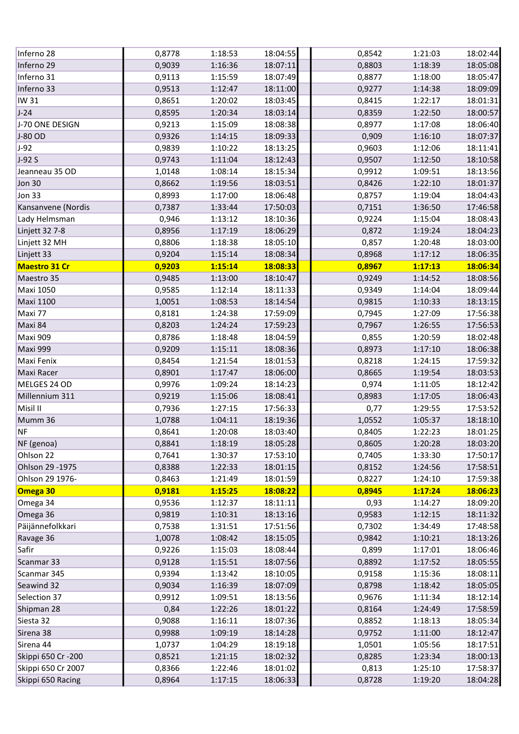| | | | | | | | |
|---|---|---|---|---|---|---|---|
| Inferno 28 | 0,8778 | 1:18:53 | 18:04:55 | | 0,8542 | 1:21:03 | 18:02:44 |
| Inferno 29 | 0,9039 | 1:16:36 | 18:07:11 | | 0,8803 | 1:18:39 | 18:05:08 |
| Inferno 31 | 0,9113 | 1:15:59 | 18:07:49 | | 0,8877 | 1:18:00 | 18:05:47 |
| Inferno 33 | 0,9513 | 1:12:47 | 18:11:00 | | 0,9277 | 1:14:38 | 18:09:09 |
| IW 31 | 0,8651 | 1:20:02 | 18:03:45 | | 0,8415 | 1:22:17 | 18:01:31 |
| J-24 | 0,8595 | 1:20:34 | 18:03:14 | | 0,8359 | 1:22:50 | 18:00:57 |
| J-70 ONE DESIGN | 0,9213 | 1:15:09 | 18:08:38 | | 0,8977 | 1:17:08 | 18:06:40 |
| J-80 OD | 0,9326 | 1:14:15 | 18:09:33 | | 0,909 | 1:16:10 | 18:07:37 |
| J-92 | 0,9839 | 1:10:22 | 18:13:25 | | 0,9603 | 1:12:06 | 18:11:41 |
| J-92 S | 0,9743 | 1:11:04 | 18:12:43 | | 0,9507 | 1:12:50 | 18:10:58 |
| Jeanneau 35 OD | 1,0148 | 1:08:14 | 18:15:34 | | 0,9912 | 1:09:51 | 18:13:56 |
| Jon 30 | 0,8662 | 1:19:56 | 18:03:51 | | 0,8426 | 1:22:10 | 18:01:37 |
| Jon 33 | 0,8993 | 1:17:00 | 18:06:48 | | 0,8757 | 1:19:04 | 18:04:43 |
| Kansanvene (Nordis | 0,7387 | 1:33:44 | 17:50:03 | | 0,7151 | 1:36:50 | 17:46:58 |
| Lady Helmsman | 0,946 | 1:13:12 | 18:10:36 | | 0,9224 | 1:15:04 | 18:08:43 |
| Linjett 32 7-8 | 0,8956 | 1:17:19 | 18:06:29 | | 0,872 | 1:19:24 | 18:04:23 |
| Linjett 32 MH | 0,8806 | 1:18:38 | 18:05:10 | | 0,857 | 1:20:48 | 18:03:00 |
| Linjett 33 | 0,9204 | 1:15:14 | 18:08:34 | | 0,8968 | 1:17:12 | 18:06:35 |
| **Maestro 31 Cr** | **0,9203** | **1:15:14** | **18:08:33** | | **0,8967** | **1:17:13** | **18:06:34** |
| Maestro 35 | 0,9485 | 1:13:00 | 18:10:47 | | 0,9249 | 1:14:52 | 18:08:56 |
| Maxi 1050 | 0,9585 | 1:12:14 | 18:11:33 | | 0,9349 | 1:14:04 | 18:09:44 |
| Maxi 1100 | 1,0051 | 1:08:53 | 18:14:54 | | 0,9815 | 1:10:33 | 18:13:15 |
| Maxi 77 | 0,8181 | 1:24:38 | 17:59:09 | | 0,7945 | 1:27:09 | 17:56:38 |
| Maxi 84 | 0,8203 | 1:24:24 | 17:59:23 | | 0,7967 | 1:26:55 | 17:56:53 |
| Maxi 909 | 0,8786 | 1:18:48 | 18:04:59 | | 0,855 | 1:20:59 | 18:02:48 |
| Maxi 999 | 0,9209 | 1:15:11 | 18:08:36 | | 0,8973 | 1:17:10 | 18:06:38 |
| Maxi Fenix | 0,8454 | 1:21:54 | 18:01:53 | | 0,8218 | 1:24:15 | 17:59:32 |
| Maxi Racer | 0,8901 | 1:17:47 | 18:06:00 | | 0,8665 | 1:19:54 | 18:03:53 |
| MELGES 24 OD | 0,9976 | 1:09:24 | 18:14:23 | | 0,974 | 1:11:05 | 18:12:42 |
| Millennium 311 | 0,9219 | 1:15:06 | 18:08:41 | | 0,8983 | 1:17:05 | 18:06:43 |
| Misil II | 0,7936 | 1:27:15 | 17:56:33 | | 0,77 | 1:29:55 | 17:53:52 |
| Mumm 36 | 1,0788 | 1:04:11 | 18:19:36 | | 1,0552 | 1:05:37 | 18:18:10 |
| NF | 0,8641 | 1:20:08 | 18:03:40 | | 0,8405 | 1:22:23 | 18:01:25 |
| NF (genoa) | 0,8841 | 1:18:19 | 18:05:28 | | 0,8605 | 1:20:28 | 18:03:20 |
| Ohlson 22 | 0,7641 | 1:30:37 | 17:53:10 | | 0,7405 | 1:33:30 | 17:50:17 |
| Ohlson 29 -1975 | 0,8388 | 1:22:33 | 18:01:15 | | 0,8152 | 1:24:56 | 17:58:51 |
| Ohlson 29 1976- | 0,8463 | 1:21:49 | 18:01:59 | | 0,8227 | 1:24:10 | 17:59:38 |
| **Omega 30** | **0,9181** | **1:15:25** | **18:08:22** | | **0,8945** | **1:17:24** | **18:06:23** |
| Omega 34 | 0,9536 | 1:12:37 | 18:11:11 | | 0,93 | 1:14:27 | 18:09:20 |
| Omega 36 | 0,9819 | 1:10:31 | 18:13:16 | | 0,9583 | 1:12:15 | 18:11:32 |
| Päijännefolkkari | 0,7538 | 1:31:51 | 17:51:56 | | 0,7302 | 1:34:49 | 17:48:58 |
| Ravage 36 | 1,0078 | 1:08:42 | 18:15:05 | | 0,9842 | 1:10:21 | 18:13:26 |
| Safir | 0,9226 | 1:15:03 | 18:08:44 | | 0,899 | 1:17:01 | 18:06:46 |
| Scanmar 33 | 0,9128 | 1:15:51 | 18:07:56 | | 0,8892 | 1:17:52 | 18:05:55 |
| Scanmar 345 | 0,9394 | 1:13:42 | 18:10:05 | | 0,9158 | 1:15:36 | 18:08:11 |
| Seawind 32 | 0,9034 | 1:16:39 | 18:07:09 | | 0,8798 | 1:18:42 | 18:05:05 |
| Selection 37 | 0,9912 | 1:09:51 | 18:13:56 | | 0,9676 | 1:11:34 | 18:12:14 |
| Shipman 28 | 0,84 | 1:22:26 | 18:01:22 | | 0,8164 | 1:24:49 | 17:58:59 |
| Siesta 32 | 0,9088 | 1:16:11 | 18:07:36 | | 0,8852 | 1:18:13 | 18:05:34 |
| Sirena 38 | 0,9988 | 1:09:19 | 18:14:28 | | 0,9752 | 1:11:00 | 18:12:47 |
| Sirena 44 | 1,0737 | 1:04:29 | 18:19:18 | | 1,0501 | 1:05:56 | 18:17:51 |
| Skippi 650 Cr -200 | 0,8521 | 1:21:15 | 18:02:32 | | 0,8285 | 1:23:34 | 18:00:13 |
| Skippi 650 Cr 2007 | 0,8366 | 1:22:46 | 18:01:02 | | 0,813 | 1:25:10 | 17:58:37 |
| Skippi 650 Racing | 0,8964 | 1:17:15 | 18:06:33 | | 0,8728 | 1:19:20 | 18:04:28 |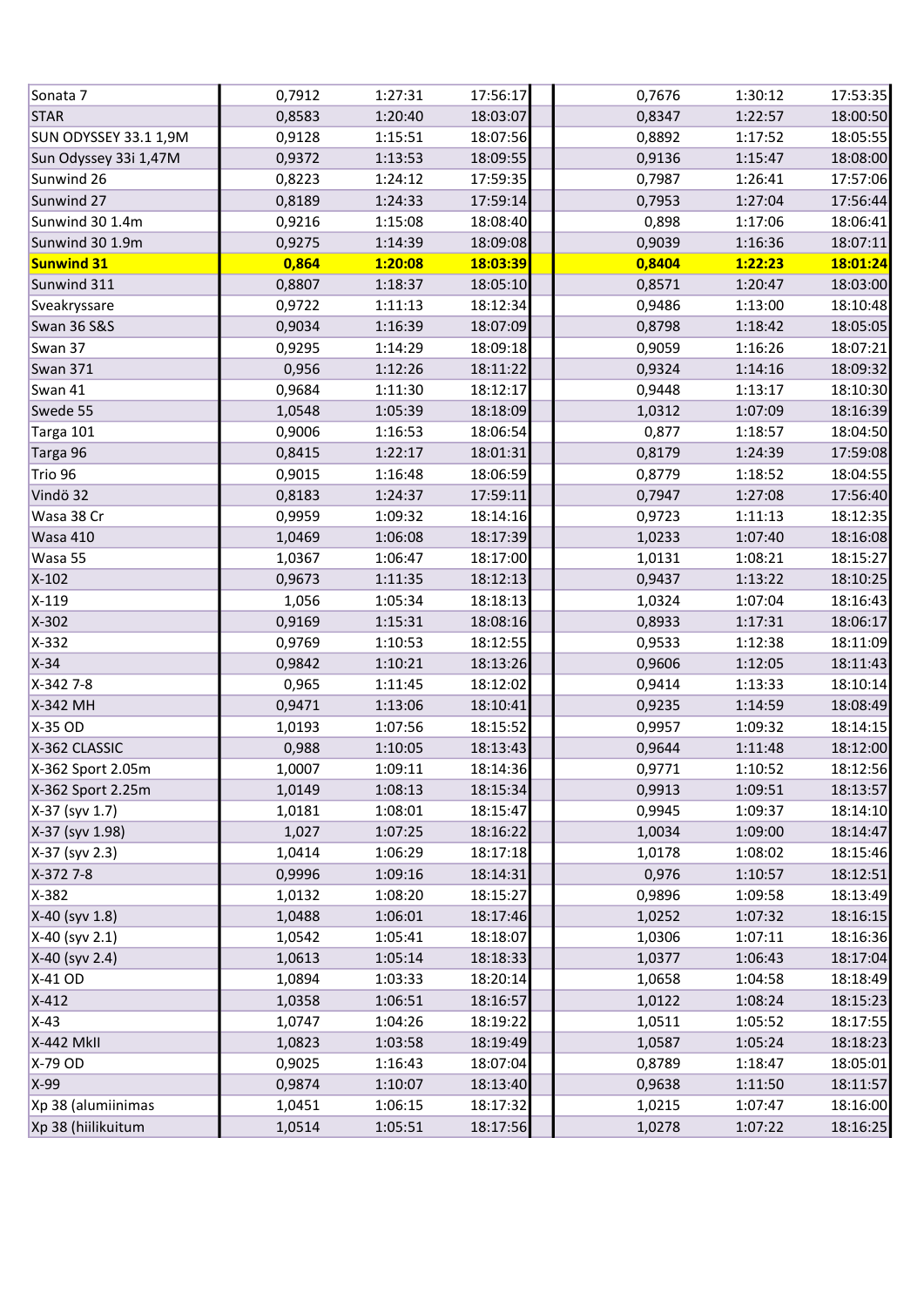| | | | | | | | |
|---|---|---|---|---|---|---|---|
| Sonata 7 | 0,7912 | 1:27:31 | 17:56:17 | | 0,7676 | 1:30:12 | 17:53:35 |
| STAR | 0,8583 | 1:20:40 | 18:03:07 | | 0,8347 | 1:22:57 | 18:00:50 |
| SUN ODYSSEY 33.1 1,9M | 0,9128 | 1:15:51 | 18:07:56 | | 0,8892 | 1:17:52 | 18:05:55 |
| Sun Odyssey 33i 1,47M | 0,9372 | 1:13:53 | 18:09:55 | | 0,9136 | 1:15:47 | 18:08:00 |
| Sunwind 26 | 0,8223 | 1:24:12 | 17:59:35 | | 0,7987 | 1:26:41 | 17:57:06 |
| Sunwind 27 | 0,8189 | 1:24:33 | 17:59:14 | | 0,7953 | 1:27:04 | 17:56:44 |
| Sunwind 30 1.4m | 0,9216 | 1:15:08 | 18:08:40 | | 0,898 | 1:17:06 | 18:06:41 |
| Sunwind 30 1.9m | 0,9275 | 1:14:39 | 18:09:08 | | 0,9039 | 1:16:36 | 18:07:11 |
| **Sunwind 31** | **0,864** | **1:20:08** | **18:03:39** | | **0,8404** | **1:22:23** | **18:01:24** |
| Sunwind 311 | 0,8807 | 1:18:37 | 18:05:10 | | 0,8571 | 1:20:47 | 18:03:00 |
| Sveakryssare | 0,9722 | 1:11:13 | 18:12:34 | | 0,9486 | 1:13:00 | 18:10:48 |
| Swan 36 S&S | 0,9034 | 1:16:39 | 18:07:09 | | 0,8798 | 1:18:42 | 18:05:05 |
| Swan 37 | 0,9295 | 1:14:29 | 18:09:18 | | 0,9059 | 1:16:26 | 18:07:21 |
| Swan 371 | 0,956 | 1:12:26 | 18:11:22 | | 0,9324 | 1:14:16 | 18:09:32 |
| Swan 41 | 0,9684 | 1:11:30 | 18:12:17 | | 0,9448 | 1:13:17 | 18:10:30 |
| Swede 55 | 1,0548 | 1:05:39 | 18:18:09 | | 1,0312 | 1:07:09 | 18:16:39 |
| Targa 101 | 0,9006 | 1:16:53 | 18:06:54 | | 0,877 | 1:18:57 | 18:04:50 |
| Targa 96 | 0,8415 | 1:22:17 | 18:01:31 | | 0,8179 | 1:24:39 | 17:59:08 |
| Trio 96 | 0,9015 | 1:16:48 | 18:06:59 | | 0,8779 | 1:18:52 | 18:04:55 |
| Vindö 32 | 0,8183 | 1:24:37 | 17:59:11 | | 0,7947 | 1:27:08 | 17:56:40 |
| Wasa 38 Cr | 0,9959 | 1:09:32 | 18:14:16 | | 0,9723 | 1:11:13 | 18:12:35 |
| Wasa 410 | 1,0469 | 1:06:08 | 18:17:39 | | 1,0233 | 1:07:40 | 18:16:08 |
| Wasa 55 | 1,0367 | 1:06:47 | 18:17:00 | | 1,0131 | 1:08:21 | 18:15:27 |
| X-102 | 0,9673 | 1:11:35 | 18:12:13 | | 0,9437 | 1:13:22 | 18:10:25 |
| X-119 | 1,056 | 1:05:34 | 18:18:13 | | 1,0324 | 1:07:04 | 18:16:43 |
| X-302 | 0,9169 | 1:15:31 | 18:08:16 | | 0,8933 | 1:17:31 | 18:06:17 |
| X-332 | 0,9769 | 1:10:53 | 18:12:55 | | 0,9533 | 1:12:38 | 18:11:09 |
| X-34 | 0,9842 | 1:10:21 | 18:13:26 | | 0,9606 | 1:12:05 | 18:11:43 |
| X-342 7-8 | 0,965 | 1:11:45 | 18:12:02 | | 0,9414 | 1:13:33 | 18:10:14 |
| X-342 MH | 0,9471 | 1:13:06 | 18:10:41 | | 0,9235 | 1:14:59 | 18:08:49 |
| X-35 OD | 1,0193 | 1:07:56 | 18:15:52 | | 0,9957 | 1:09:32 | 18:14:15 |
| X-362 CLASSIC | 0,988 | 1:10:05 | 18:13:43 | | 0,9644 | 1:11:48 | 18:12:00 |
| X-362 Sport 2.05m | 1,0007 | 1:09:11 | 18:14:36 | | 0,9771 | 1:10:52 | 18:12:56 |
| X-362 Sport 2.25m | 1,0149 | 1:08:13 | 18:15:34 | | 0,9913 | 1:09:51 | 18:13:57 |
| X-37 (syv 1.7) | 1,0181 | 1:08:01 | 18:15:47 | | 0,9945 | 1:09:37 | 18:14:10 |
| X-37 (syv 1.98) | 1,027 | 1:07:25 | 18:16:22 | | 1,0034 | 1:09:00 | 18:14:47 |
| X-37 (syv 2.3) | 1,0414 | 1:06:29 | 18:17:18 | | 1,0178 | 1:08:02 | 18:15:46 |
| X-372 7-8 | 0,9996 | 1:09:16 | 18:14:31 | | 0,976 | 1:10:57 | 18:12:51 |
| X-382 | 1,0132 | 1:08:20 | 18:15:27 | | 0,9896 | 1:09:58 | 18:13:49 |
| X-40 (syv 1.8) | 1,0488 | 1:06:01 | 18:17:46 | | 1,0252 | 1:07:32 | 18:16:15 |
| X-40 (syv 2.1) | 1,0542 | 1:05:41 | 18:18:07 | | 1,0306 | 1:07:11 | 18:16:36 |
| X-40 (syv 2.4) | 1,0613 | 1:05:14 | 18:18:33 | | 1,0377 | 1:06:43 | 18:17:04 |
| X-41 OD | 1,0894 | 1:03:33 | 18:20:14 | | 1,0658 | 1:04:58 | 18:18:49 |
| X-412 | 1,0358 | 1:06:51 | 18:16:57 | | 1,0122 | 1:08:24 | 18:15:23 |
| X-43 | 1,0747 | 1:04:26 | 18:19:22 | | 1,0511 | 1:05:52 | 18:17:55 |
| X-442 MkII | 1,0823 | 1:03:58 | 18:19:49 | | 1,0587 | 1:05:24 | 18:18:23 |
| X-79 OD | 0,9025 | 1:16:43 | 18:07:04 | | 0,8789 | 1:18:47 | 18:05:01 |
| X-99 | 0,9874 | 1:10:07 | 18:13:40 | | 0,9638 | 1:11:50 | 18:11:57 |
| Xp 38 (alumiinimas | 1,0451 | 1:06:15 | 18:17:32 | | 1,0215 | 1:07:47 | 18:16:00 |
| Xp 38 (hiilikuitum | 1,0514 | 1:05:51 | 18:17:56 | | 1,0278 | 1:07:22 | 18:16:25 |